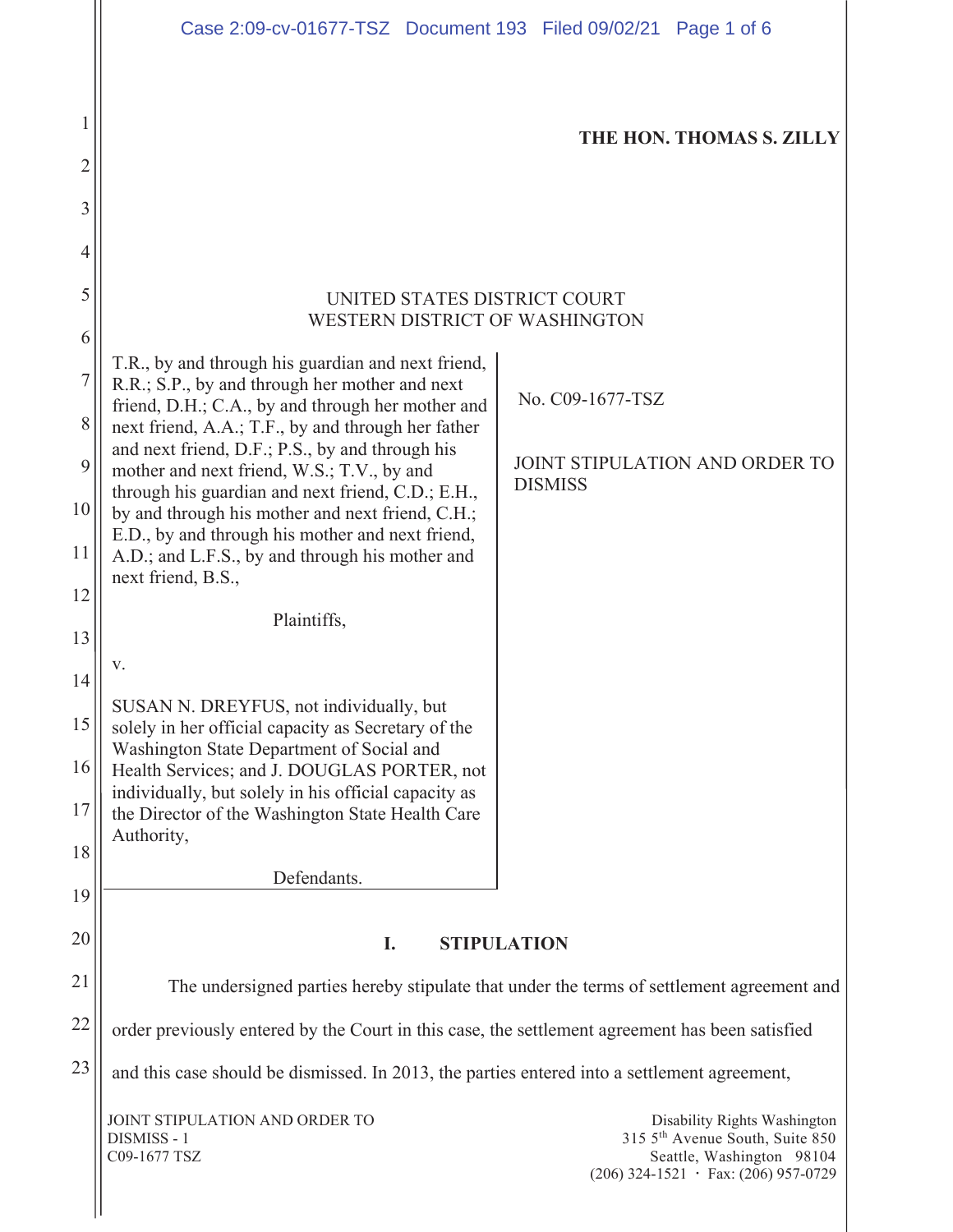THE HON. THOMAS S. ZILLY

UNITED STATES DISTRICT COURT
WESTERN DISTRICT OF WASHINGTON

T.R., by and through his guardian and next friend, R.R.; S.P., by and through her mother and next friend, D.H.; C.A., by and through her mother and next friend, A.A.; T.F., by and through her father and next friend, D.F.; P.S., by and through his mother and next friend, W.S.; T.V., by and through his guardian and next friend, C.D.; E.H., by and through his mother and next friend, C.H.; E.D., by and through his mother and next friend, A.D.; and L.F.S., by and through his mother and next friend, B.S.,

Plaintiffs,

v.

SUSAN N. DREYFUS, not individually, but solely in her official capacity as Secretary of the Washington State Department of Social and Health Services; and J. DOUGLAS PORTER, not individually, but solely in his official capacity as the Director of the Washington State Health Care Authority,

Defendants.

No. C09-1677-TSZ

JOINT STIPULATION AND ORDER TO DISMISS

## I. STIPULATION

The undersigned parties hereby stipulate that under the terms of settlement agreement and order previously entered by the Court in this case, the settlement agreement has been satisfied and this case should be dismissed. In 2013, the parties entered into a settlement agreement,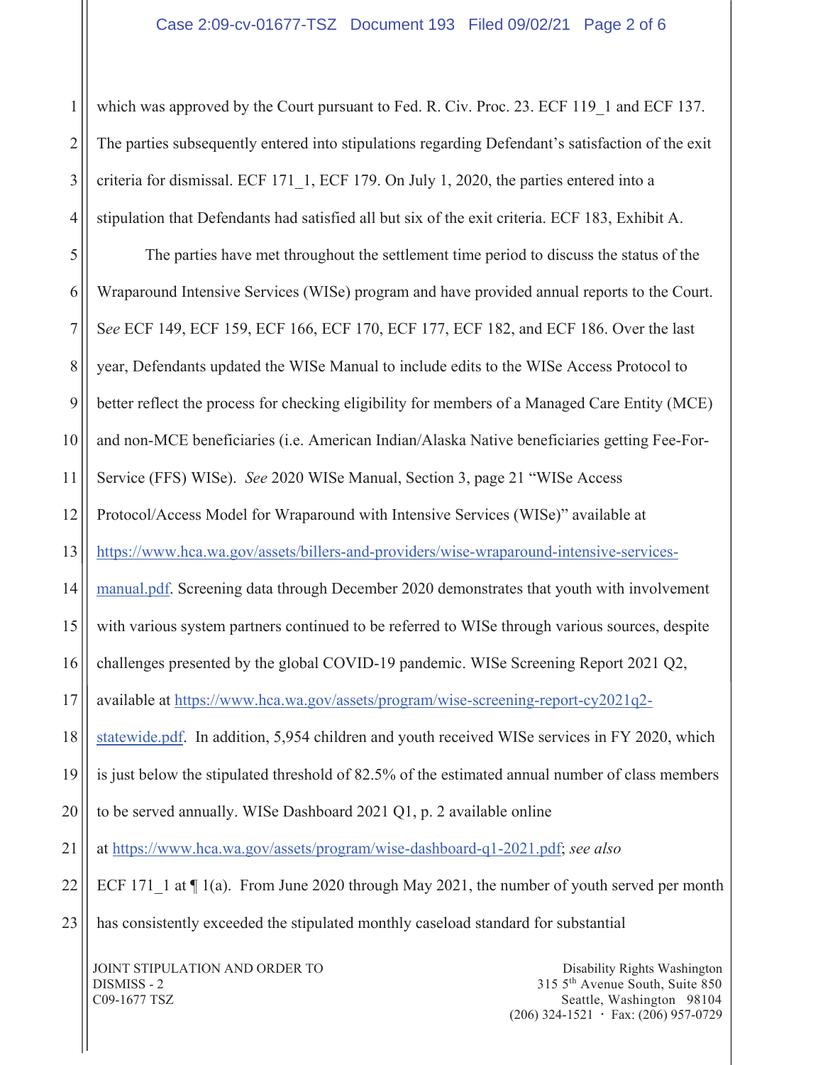which was approved by the Court pursuant to Fed. R. Civ. Proc. 23. ECF 119_1 and ECF 137. The parties subsequently entered into stipulations regarding Defendant's satisfaction of the exit criteria for dismissal. ECF 171_1, ECF 179. On July 1, 2020, the parties entered into a stipulation that Defendants had satisfied all but six of the exit criteria. ECF 183, Exhibit A.

The parties have met throughout the settlement time period to discuss the status of the Wraparound Intensive Services (WISe) program and have provided annual reports to the Court. *See* ECF 149, ECF 159, ECF 166, ECF 170, ECF 177, ECF 182, and ECF 186. Over the last year, Defendants updated the WISe Manual to include edits to the WISe Access Protocol to better reflect the process for checking eligibility for members of a Managed Care Entity (MCE) and non-MCE beneficiaries (i.e. American Indian/Alaska Native beneficiaries getting Fee-For-Service (FFS) WISe). *See* 2020 WISe Manual, Section 3, page 21 "WISe Access Protocol/Access Model for Wraparound with Intensive Services (WISe)" available at https://www.hca.wa.gov/assets/billers-and-providers/wise-wraparound-intensive-services-manual.pdf. Screening data through December 2020 demonstrates that youth with involvement with various system partners continued to be referred to WISe through various sources, despite challenges presented by the global COVID-19 pandemic. WISe Screening Report 2021 Q2, available at https://www.hca.wa.gov/assets/program/wise-screening-report-cy2021q2-statewide.pdf. In addition, 5,954 children and youth received WISe services in FY 2020, which is just below the stipulated threshold of 82.5% of the estimated annual number of class members to be served annually. WISe Dashboard 2021 Q1, p. 2 available online at https://www.hca.wa.gov/assets/program/wise-dashboard-q1-2021.pdf; *see also* ECF 171_1 at ¶ 1(a). From June 2020 through May 2021, the number of youth served per month has consistently exceeded the stipulated monthly caseload standard for substantial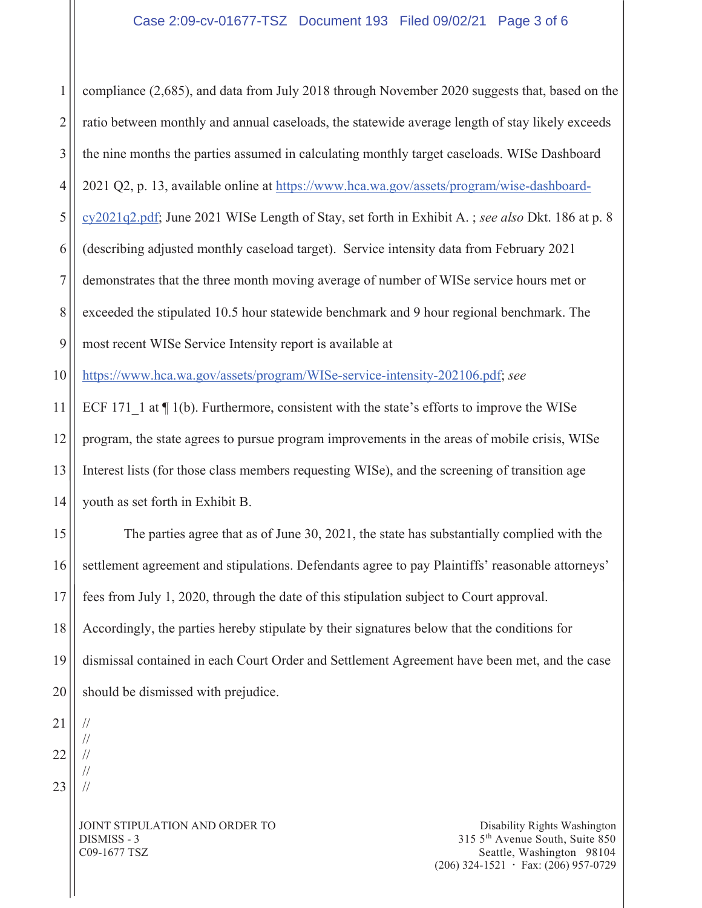compliance (2,685), and data from July 2018 through November 2020 suggests that, based on the ratio between monthly and annual caseloads, the statewide average length of stay likely exceeds the nine months the parties assumed in calculating monthly target caseloads. WISe Dashboard 2021 Q2, p. 13, available online at https://www.hca.wa.gov/assets/program/wise-dashboard-cy2021q2.pdf; June 2021 WISe Length of Stay, set forth in Exhibit A. ; *see also* Dkt. 186 at p. 8 (describing adjusted monthly caseload target). Service intensity data from February 2021 demonstrates that the three month moving average of number of WISe service hours met or exceeded the stipulated 10.5 hour statewide benchmark and 9 hour regional benchmark. The most recent WISe Service Intensity report is available at https://www.hca.wa.gov/assets/program/WISe-service-intensity-202106.pdf; *see* ECF 171_1 at ¶ 1(b). Furthermore, consistent with the state's efforts to improve the WISe program, the state agrees to pursue program improvements in the areas of mobile crisis, WISe Interest lists (for those class members requesting WISe), and the screening of transition age youth as set forth in Exhibit B.

The parties agree that as of June 30, 2021, the state has substantially complied with the settlement agreement and stipulations. Defendants agree to pay Plaintiffs' reasonable attorneys' fees from July 1, 2020, through the date of this stipulation subject to Court approval. Accordingly, the parties hereby stipulate by their signatures below that the conditions for dismissal contained in each Court Order and Settlement Agreement have been met, and the case should be dismissed with prejudice.

//
//
//
//
//

JOINT STIPULATION AND ORDER TO DISMISS - 3
C09-1677 TSZ

Disability Rights Washington
315 5th Avenue South, Suite 850
Seattle, Washington 98104
(206) 324-1521 · Fax: (206) 957-0729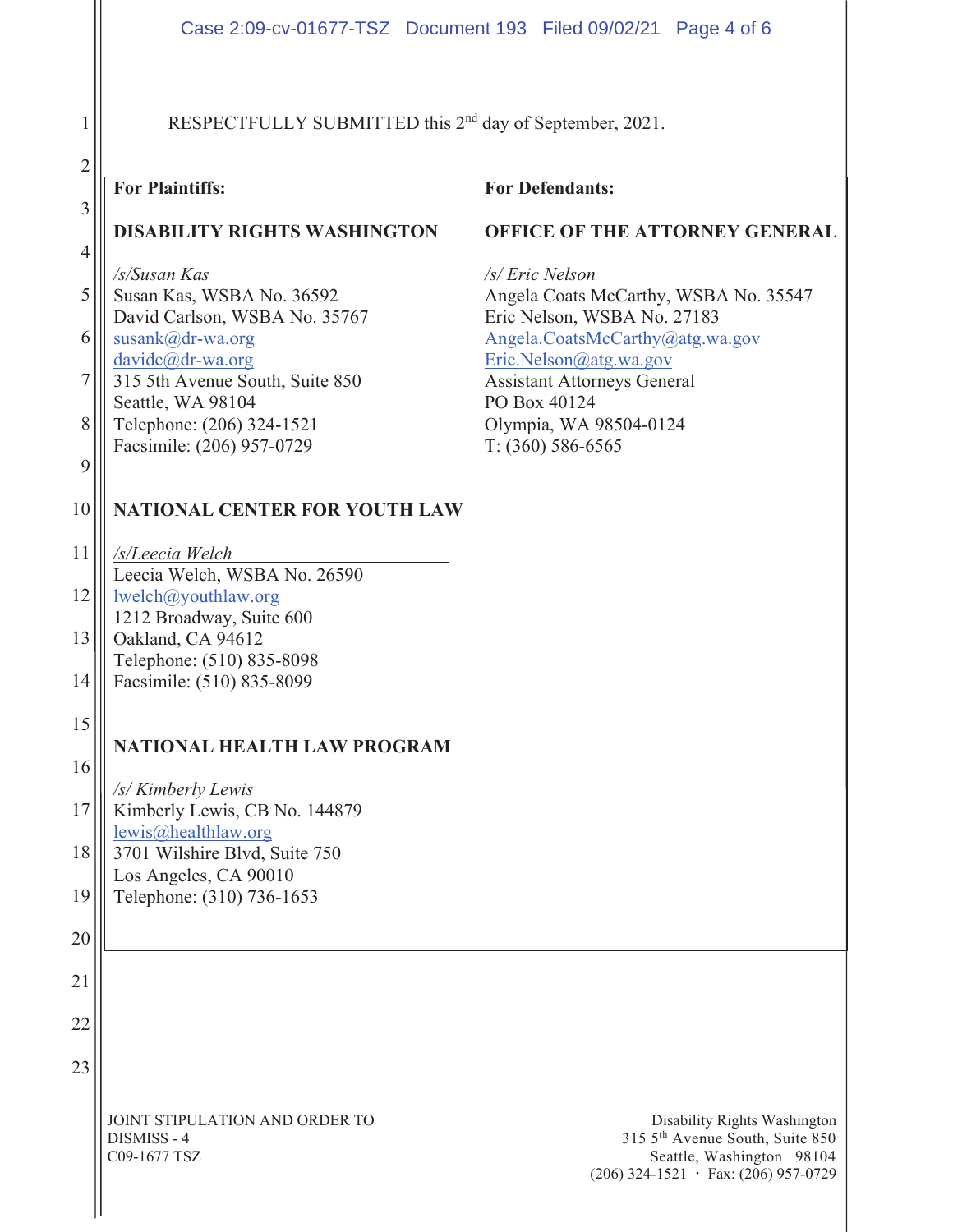RESPECTFULLY SUBMITTED this 2nd day of September, 2021.

| **For Plaintiffs:** | **For Defendants:** |
| --- | --- |
| **DISABILITY RIGHTS WASHINGTON**<br><br>*/s/Susan Kas*<br>Susan Kas, WSBA No. 36592<br>David Carlson, WSBA No. 35767<br>susank@dr-wa.org<br>davidc@dr-wa.org<br>315 5th Avenue South, Suite 850<br>Seattle, WA 98104<br>Telephone: (206) 324-1521<br>Facsimile: (206) 957-0729<br><br>**NATIONAL CENTER FOR YOUTH LAW**<br><br>*/s/Leecia Welch*<br>Leecia Welch, WSBA No. 26590<br>lwelch@youthlaw.org<br>1212 Broadway, Suite 600<br>Oakland, CA 94612<br>Telephone: (510) 835-8098<br>Facsimile: (510) 835-8099<br><br>**NATIONAL HEALTH LAW PROGRAM**<br><br>*/s/ Kimberly Lewis*<br>Kimberly Lewis, CB No. 144879<br>lewis@healthlaw.org<br>3701 Wilshire Blvd, Suite 750<br>Los Angeles, CA 90010<br>Telephone: (310) 736-1653 | **OFFICE OF THE ATTORNEY GENERAL**<br><br>*/s/ Eric Nelson*<br>Angela Coats McCarthy, WSBA No. 35547<br>Eric Nelson, WSBA No. 27183<br>Angela.CoatsMcCarthy@atg.wa.gov<br>Eric.Nelson@atg.wa.gov<br>Assistant Attorneys General<br>PO Box 40124<br>Olympia, WA 98504-0124<br>T: (360) 586-6565 |

JOINT STIPULATION AND ORDER TO DISMISS - 4
C09-1677 TSZ

Disability Rights Washington
315 5th Avenue South, Suite 850
Seattle, Washington 98104
(206) 324-1521 · Fax: (206) 957-0729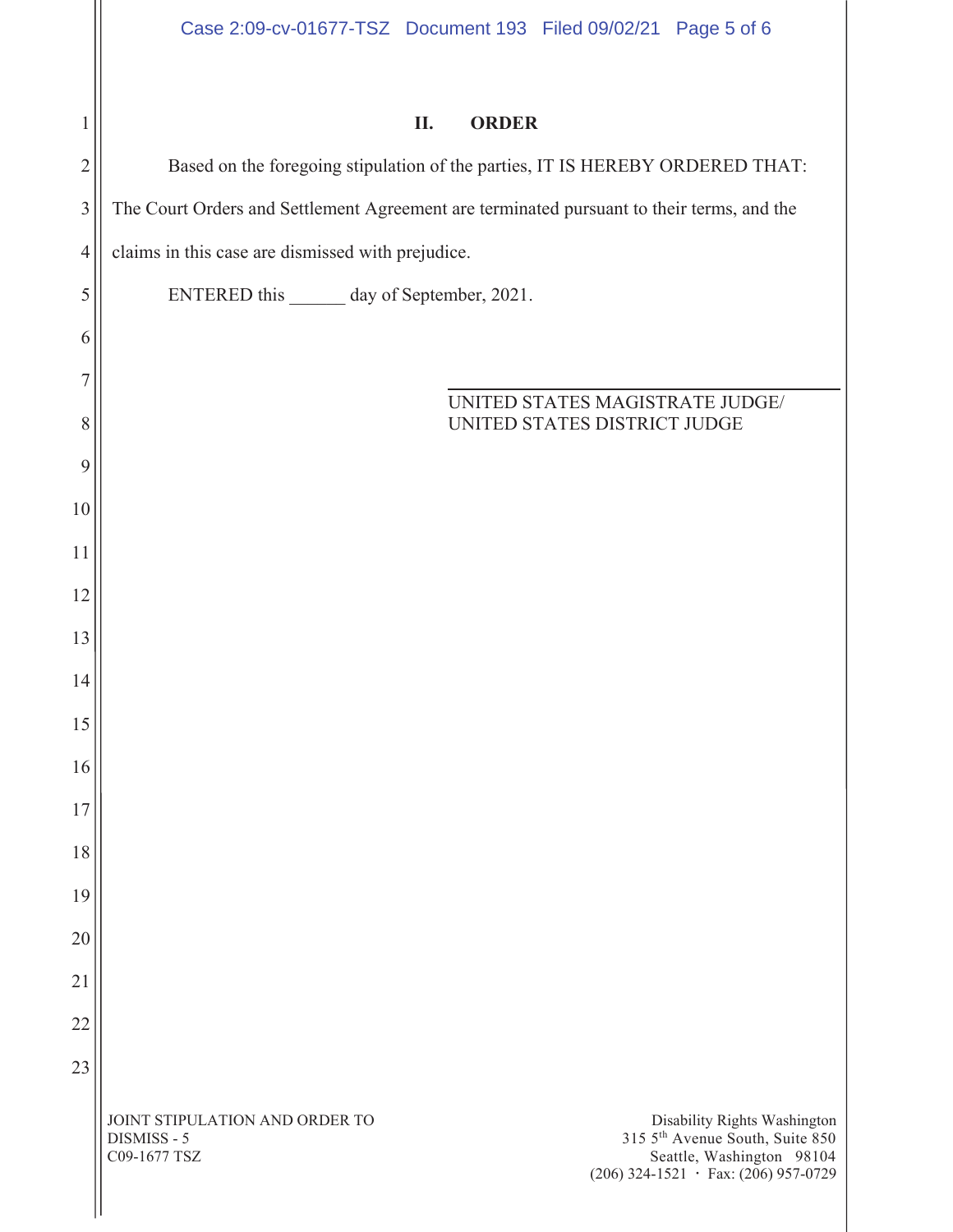## II. ORDER

Based on the foregoing stipulation of the parties, IT IS HEREBY ORDERED THAT: The Court Orders and Settlement Agreement are terminated pursuant to their terms, and the claims in this case are dismissed with prejudice.

ENTERED this ______ day of September, 2021.

\_\_\_\_\_\_\_\_\_\_\_\_\_\_\_\_\_\_\_\_\_\_\_\_\_\_\_\_\_\_\_\_\_\_\_\_\_\_\_\_

UNITED STATES MAGISTRATE JUDGE/
UNITED STATES DISTRICT JUDGE

JOINT STIPULATION AND ORDER TO DISMISS - 5
C09-1677 TSZ

Disability Rights Washington
315 5th Avenue South, Suite 850
Seattle, Washington 98104
(206) 324-1521 · Fax: (206) 957-0729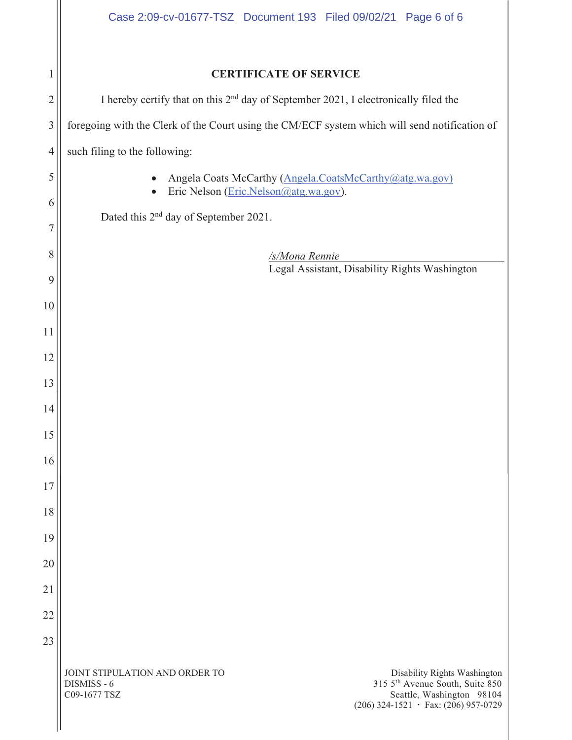## CERTIFICATE OF SERVICE

I hereby certify that on this 2nd day of September 2021, I electronically filed the foregoing with the Clerk of the Court using the CM/ECF system which will send notification of such filing to the following:

- Angela Coats McCarthy (Angela.CoatsMcCarthy@atg.wa.gov)
- Eric Nelson (Eric.Nelson@atg.wa.gov).

Dated this 2nd day of September 2021.

*/s/Mona Rennie*
Legal Assistant, Disability Rights Washington